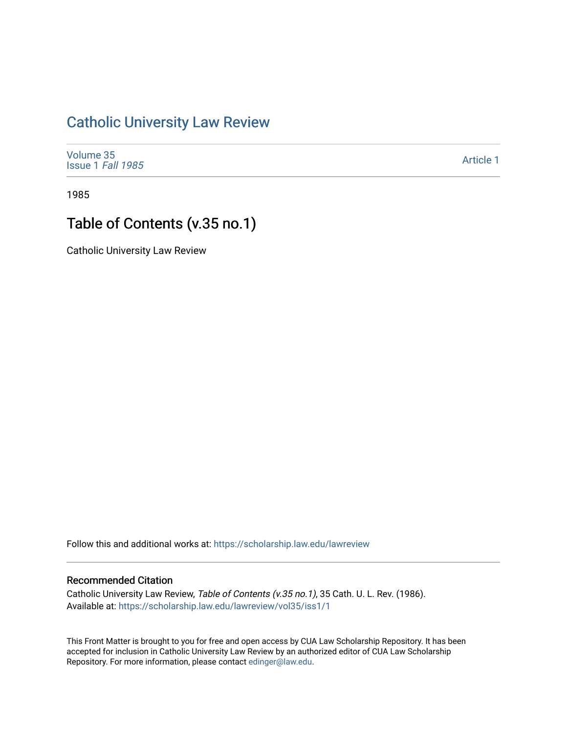# Catholic University Law Review

Volume 35
Issue 1 *Fall 1985*

Article 1

1985

## Table of Contents (v.35 no.1)

Catholic University Law Review

Follow this and additional works at: https://scholarship.law.edu/lawreview

### Recommended Citation

Catholic University Law Review, *Table of Contents (v.35 no.1)*, 35 Cath. U. L. Rev. (1986).
Available at: https://scholarship.law.edu/lawreview/vol35/iss1/1

This Front Matter is brought to you for free and open access by CUA Law Scholarship Repository. It has been accepted for inclusion in Catholic University Law Review by an authorized editor of CUA Law Scholarship Repository. For more information, please contact edinger@law.edu.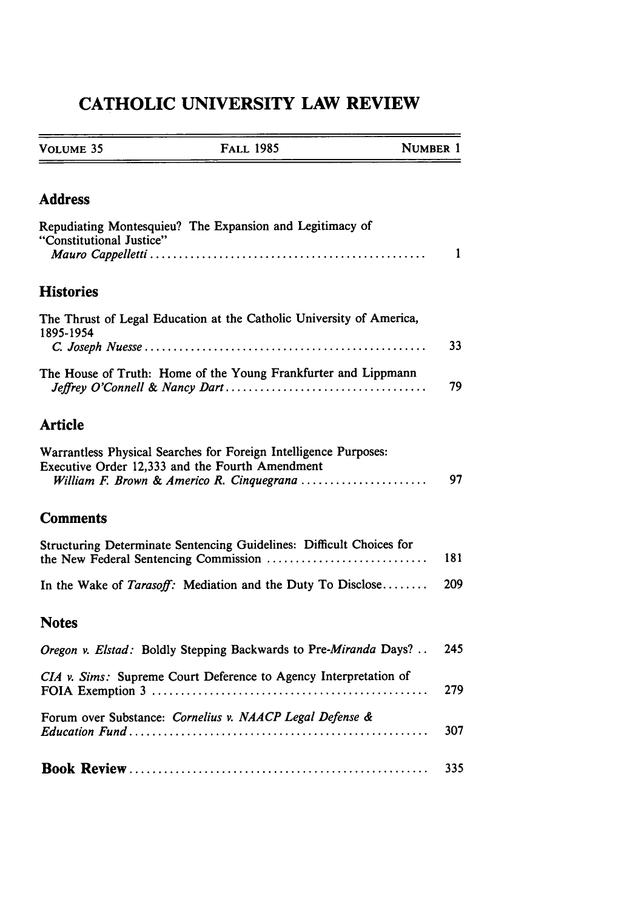# CATHOLIC UNIVERSITY LAW REVIEW

| VOLUME 35 | FALL 1985 | NUMBER 1 |
|---|---|---|

## Address

Repudiating Montesquieu? The Expansion and Legitimacy of "Constitutional Justice"
*Mauro Cappelletti* ........................................ 1

## Histories

The Thrust of Legal Education at the Catholic University of America, 1895-1954
*C. Joseph Nuesse* ........................................ 33

The House of Truth: Home of the Young Frankfurter and Lippmann
*Jeffrey O'Connell & Nancy Dart* ........................................ 79

## Article

Warrantless Physical Searches for Foreign Intelligence Purposes: Executive Order 12,333 and the Fourth Amendment
*William F. Brown & Americo R. Cinquegrana* ........................................ 97

## Comments

Structuring Determinate Sentencing Guidelines: Difficult Choices for the New Federal Sentencing Commission ........................................ 181

In the Wake of *Tarasoff*: Mediation and the Duty To Disclose........ 209

## Notes

*Oregon v. Elstad*: Boldly Stepping Backwards to Pre-*Miranda* Days? .. 245

*CIA v. Sims*: Supreme Court Deference to Agency Interpretation of FOIA Exemption 3 ........................................ 279

Forum over Substance: *Cornelius v. NAACP Legal Defense & Education Fund* ........................................ 307

## Book Review ........................................ 335